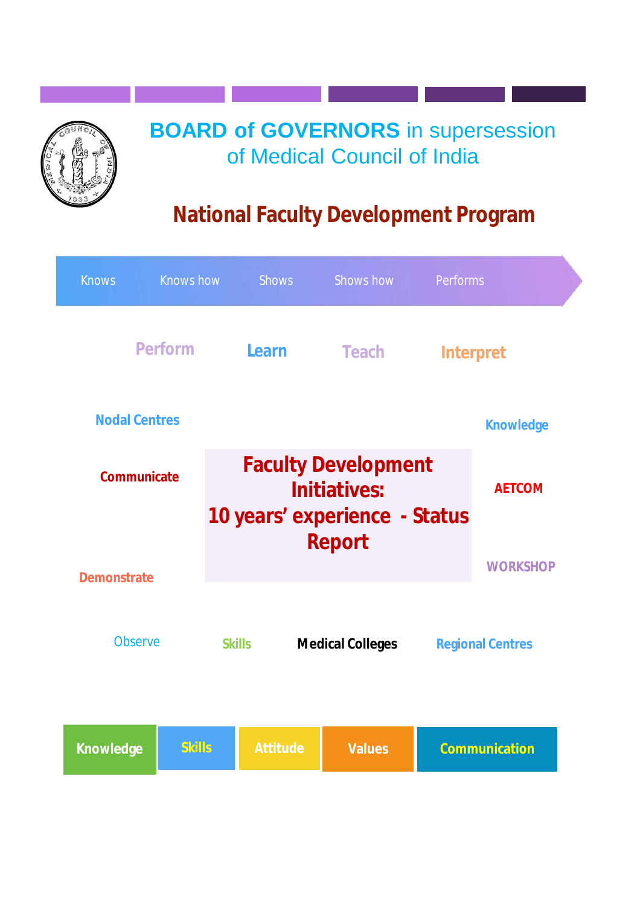# BOARD of GOVERNORS in supersession of Medical Council of India

## National Faculty Development Program

Knows → Knows how → Shows → Shows how → Performs

Perform Learn Teach Interpret

Nodal Centres

Knowledge

Communicate

# Faculty Development Initiatives: 10 years' experience - Status Report

AETCOM

WORKSHOP

Demonstrate

Observe Skills Medical Colleges Regional Centres

| Knowledge | Skills | Attitude | Values | Communication |
|---|---|---|---|---|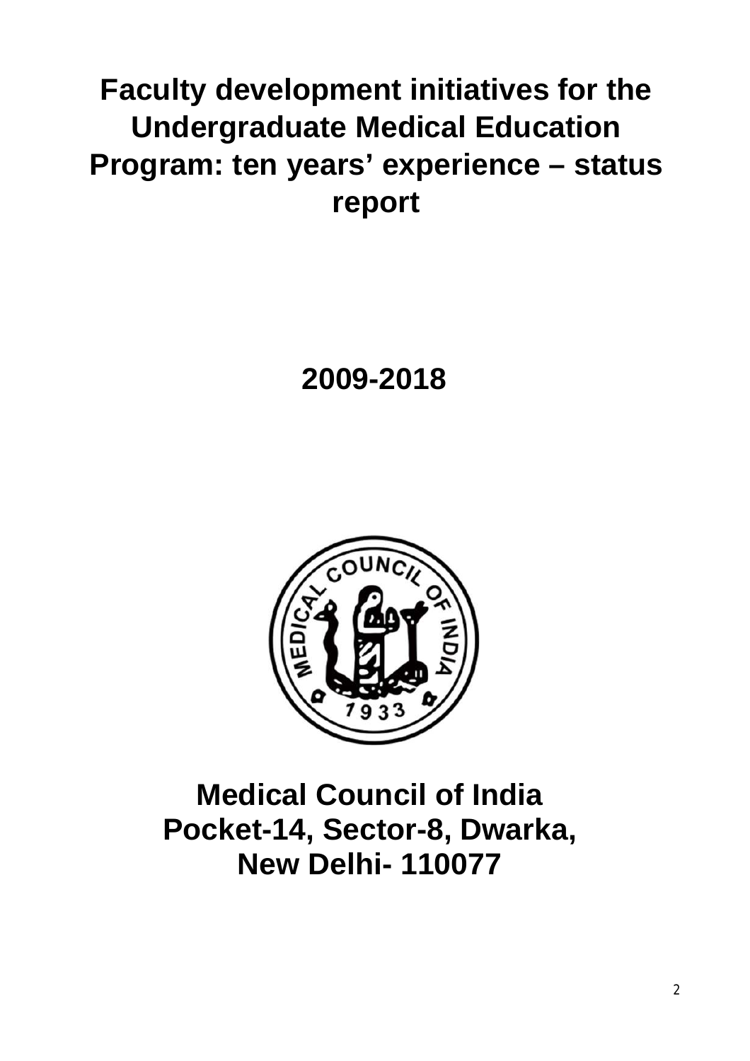# Faculty development initiatives for the Undergraduate Medical Education Program: ten years' experience – status report

## 2009-2018

## Medical Council of India
## Pocket-14, Sector-8, Dwarka,
## New Delhi- 110077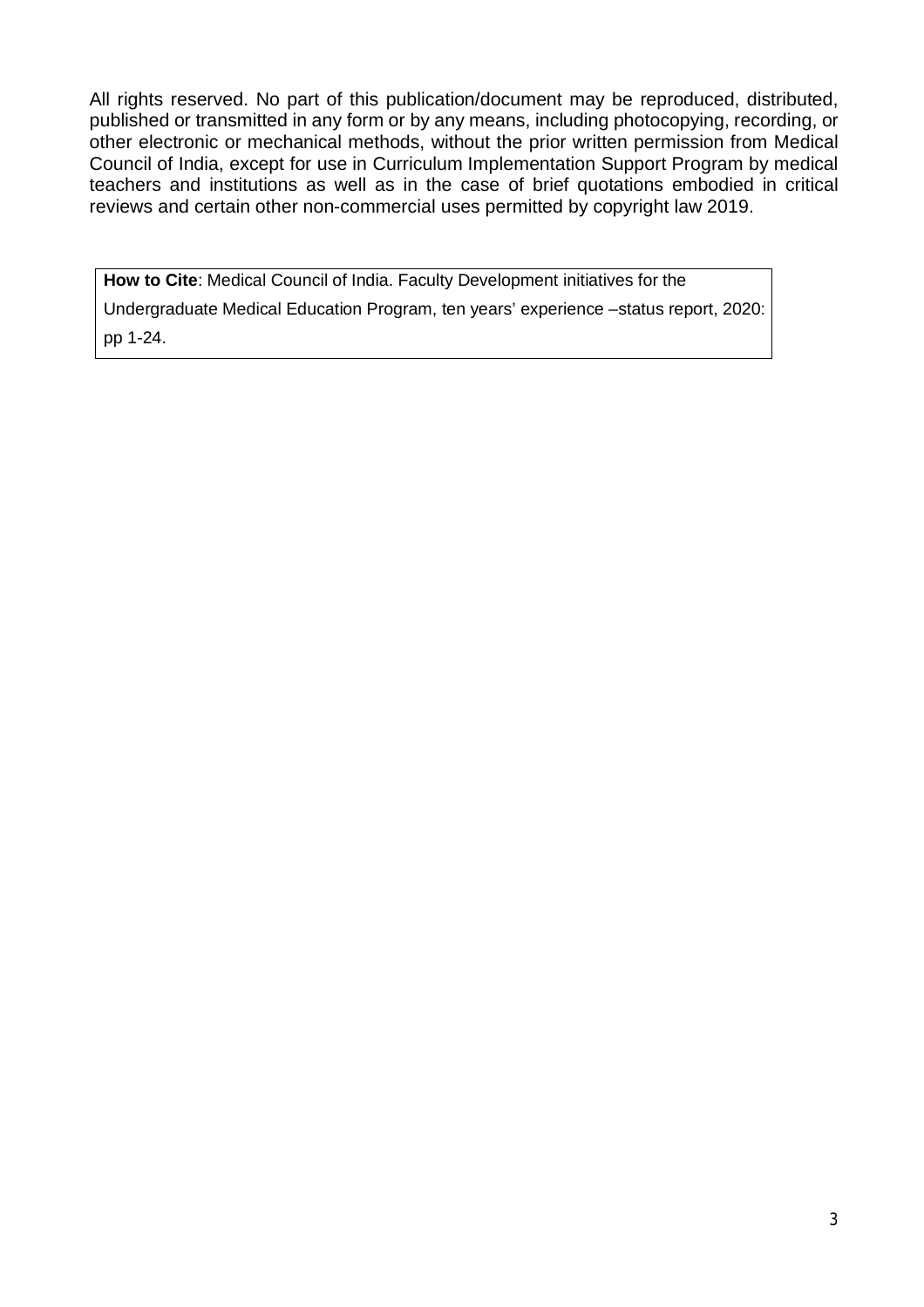All rights reserved. No part of this publication/document may be reproduced, distributed, published or transmitted in any form or by any means, including photocopying, recording, or other electronic or mechanical methods, without the prior written permission from Medical Council of India, except for use in Curriculum Implementation Support Program by medical teachers and institutions as well as in the case of brief quotations embodied in critical reviews and certain other non-commercial uses permitted by copyright law 2019.

**How to Cite**: Medical Council of India. Faculty Development initiatives for the Undergraduate Medical Education Program, ten years' experience –status report, 2020: pp 1-24.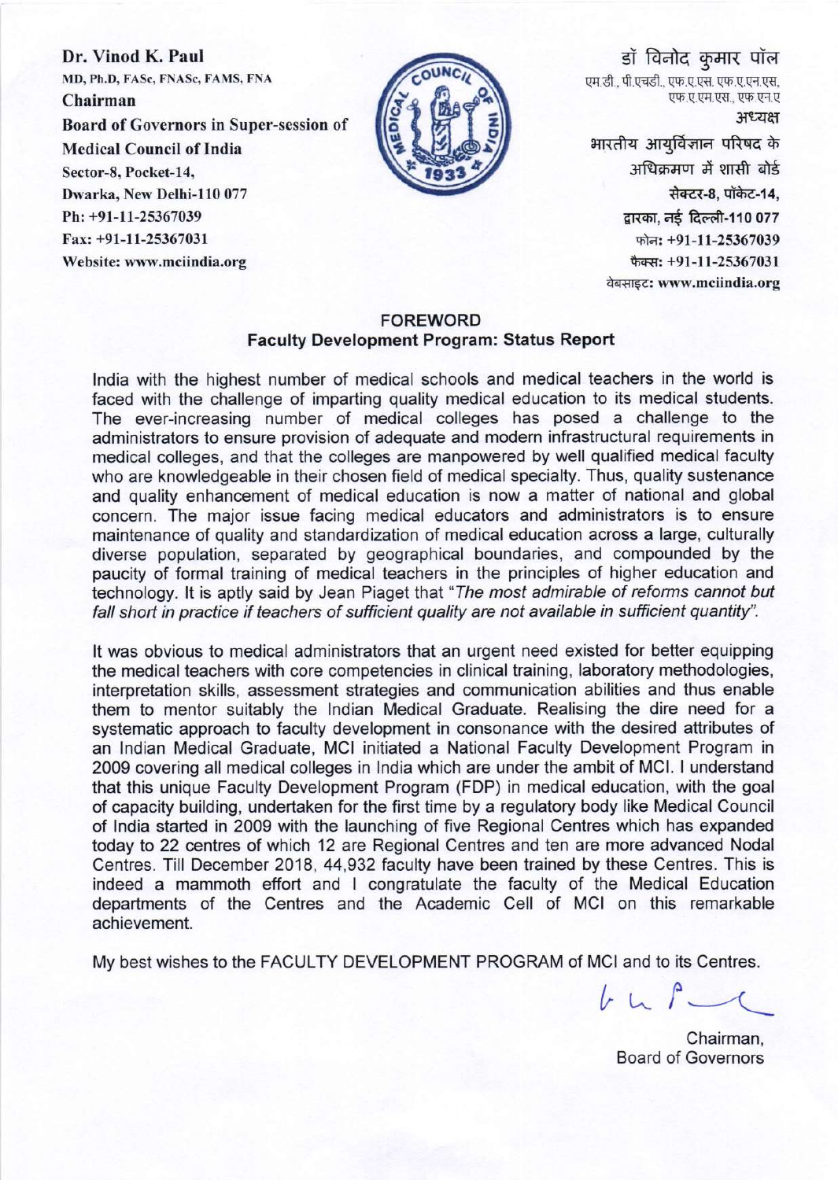**Dr. Vinod K. Paul**
MD, Ph.D, FASc, FNASc, FAMS, FNA
**Chairman**
**Board of Governors in Super-session of Medical Council of India**
Sector-8, Pocket-14,
Dwarka, New Delhi-110 077
Ph: +91-11-25367039
Fax: +91-11-25367031
Website: www.mciindia.org

डॉ विनोद कुमार पॉल
एम.डी., पी.एचडी., एफ.ए.एस. एफ.ए.एन.एस, एफ.ए.एम.एस., एफ.एन.ए
अध्यक्ष
भारतीय आयुर्विज्ञान परिषद के अधिक्रमण में शासी बोर्ड
सेक्टर-8, पॉकेट-14,
द्वारका, नई दिल्ली-110 077
फोन: +91-11-25367039
फैक्स: +91-11-25367031
वेबसाइट: www.mciindia.org

## FOREWORD
### Faculty Development Program: Status Report

India with the highest number of medical schools and medical teachers in the world is faced with the challenge of imparting quality medical education to its medical students. The ever-increasing number of medical colleges has posed a challenge to the administrators to ensure provision of adequate and modern infrastructural requirements in medical colleges, and that the colleges are manpowered by well qualified medical faculty who are knowledgeable in their chosen field of medical specialty. Thus, quality sustenance and quality enhancement of medical education is now a matter of national and global concern. The major issue facing medical educators and administrators is to ensure maintenance of quality and standardization of medical education across a large, culturally diverse population, separated by geographical boundaries, and compounded by the paucity of formal training of medical teachers in the principles of higher education and technology. It is aptly said by Jean Piaget that "*The most admirable of reforms cannot but fall short in practice if teachers of sufficient quality are not available in sufficient quantity*".

It was obvious to medical administrators that an urgent need existed for better equipping the medical teachers with core competencies in clinical training, laboratory methodologies, interpretation skills, assessment strategies and communication abilities and thus enable them to mentor suitably the Indian Medical Graduate. Realising the dire need for a systematic approach to faculty development in consonance with the desired attributes of an Indian Medical Graduate, MCI initiated a National Faculty Development Program in 2009 covering all medical colleges in India which are under the ambit of MCI. I understand that this unique Faculty Development Program (FDP) in medical education, with the goal of capacity building, undertaken for the first time by a regulatory body like Medical Council of India started in 2009 with the launching of five Regional Centres which has expanded today to 22 centres of which 12 are Regional Centres and ten are more advanced Nodal Centres. Till December 2018, 44,932 faculty have been trained by these Centres. This is indeed a mammoth effort and I congratulate the faculty of the Medical Education departments of the Centres and the Academic Cell of MCI on this remarkable achievement.

My best wishes to the FACULTY DEVELOPMENT PROGRAM of MCI and to its Centres.

Chairman,
Board of Governors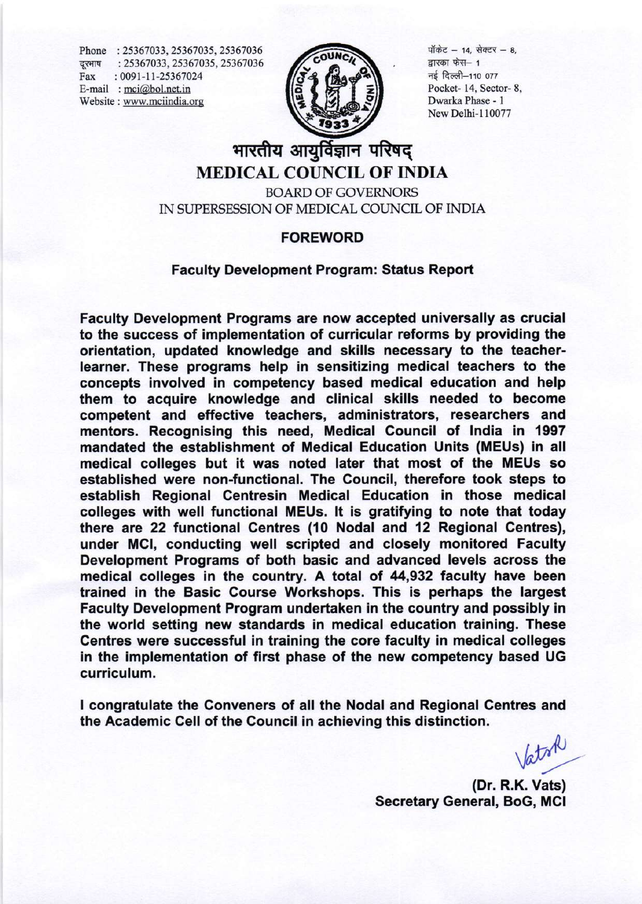Phone : 25367033, 25367035, 25367036
दूरभाष : 25367033, 25367035, 25367036
Fax : 0091-11-25367024
E-mail : mci@bol.net.in
Website : www.mciindia.org

पॉकेट – 14, सेक्टर – 8,
द्वारका फेस– 1
नई दिल्ली–110 077
Pocket- 14, Sector- 8,
Dwarka Phase - 1
New Delhi-110077

# भारतीय आयुर्विज्ञान परिषद्
# MEDICAL COUNCIL OF INDIA

BOARD OF GOVERNORS
IN SUPERSESSION OF MEDICAL COUNCIL OF INDIA

## FOREWORD

### Faculty Development Program: Status Report

**Faculty Development Programs are now accepted universally as crucial to the success of implementation of curricular reforms by providing the orientation, updated knowledge and skills necessary to the teacher-learner. These programs help in sensitizing medical teachers to the concepts involved in competency based medical education and help them to acquire knowledge and clinical skills needed to become competent and effective teachers, administrators, researchers and mentors. Recognising this need, Medical Council of India in 1997 mandated the establishment of Medical Education Units (MEUs) in all medical colleges but it was noted later that most of the MEUs so established were non-functional. The Council, therefore took steps to establish Regional Centresin Medical Education in those medical colleges with well functional MEUs. It is gratifying to note that today there are 22 functional Centres (10 Nodal and 12 Regional Centres), under MCI, conducting well scripted and closely monitored Faculty Development Programs of both basic and advanced levels across the medical colleges in the country. A total of 44,932 faculty have been trained in the Basic Course Workshops. This is perhaps the largest Faculty Development Program undertaken in the country and possibly in the world setting new standards in medical education training. These Centres were successful in training the core faculty in medical colleges in the implementation of first phase of the new competency based UG curriculum.**

**I congratulate the Conveners of all the Nodal and Regional Centres and the Academic Cell of the Council in achieving this distinction.**

**(Dr. R.K. Vats)**
**Secretary General, BoG, MCI**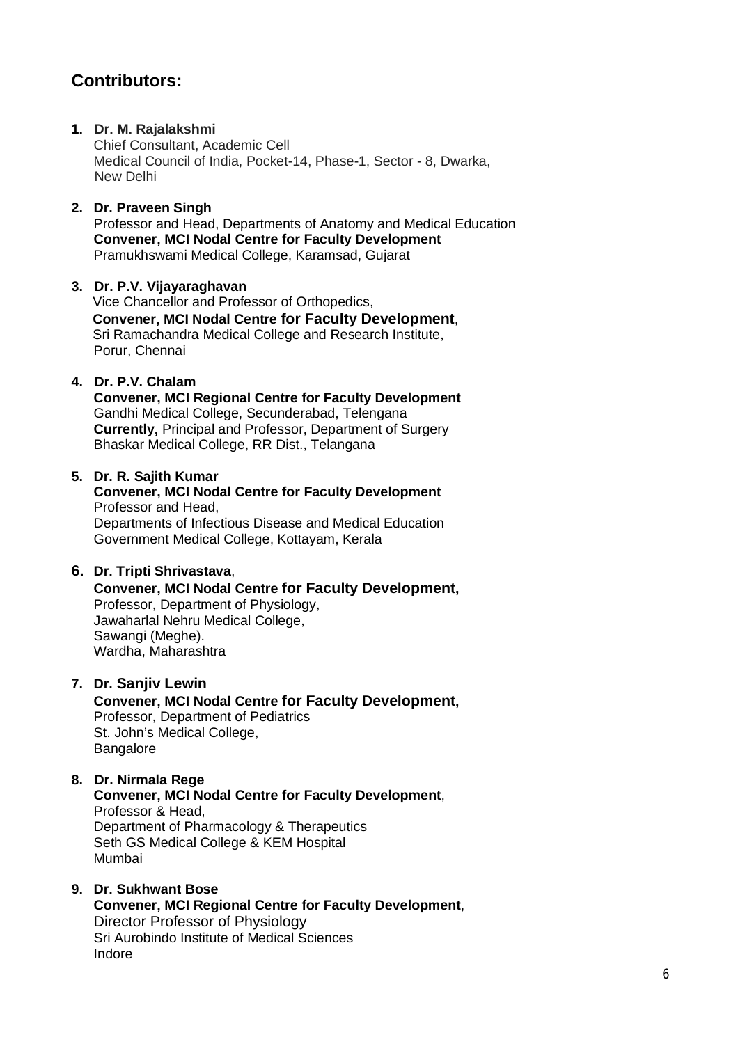## Contributors:

1. **Dr. M. Rajalakshmi**
   Chief Consultant, Academic Cell
   Medical Council of India, Pocket-14, Phase-1, Sector - 8, Dwarka, New Delhi

2. **Dr. Praveen Singh**
   Professor and Head, Departments of Anatomy and Medical Education
   **Convener, MCI Nodal Centre for Faculty Development**
   Pramukhswami Medical College, Karamsad, Gujarat

3. **Dr. P.V. Vijayaraghavan**
   Vice Chancellor and Professor of Orthopedics,
   **Convener, MCI Nodal Centre for Faculty Development**,
   Sri Ramachandra Medical College and Research Institute,
   Porur, Chennai

4. **Dr. P.V. Chalam**
   **Convener, MCI Regional Centre for Faculty Development**
   Gandhi Medical College, Secunderabad, Telengana
   **Currently,** Principal and Professor, Department of Surgery
   Bhaskar Medical College, RR Dist., Telangana

5. **Dr. R. Sajith Kumar**
   **Convener, MCI Nodal Centre for Faculty Development**
   Professor and Head,
   Departments of Infectious Disease and Medical Education
   Government Medical College, Kottayam, Kerala

6. **Dr. Tripti Shrivastava**,
   **Convener, MCI Nodal Centre for Faculty Development,**
   Professor, Department of Physiology,
   Jawaharlal Nehru Medical College,
   Sawangi (Meghe).
   Wardha, Maharashtra

7. **Dr. Sanjiv Lewin**
   **Convener, MCI Nodal Centre for Faculty Development,**
   Professor, Department of Pediatrics
   St. John's Medical College,
   Bangalore

8. **Dr. Nirmala Rege**
   **Convener, MCI Nodal Centre for Faculty Development**,
   Professor & Head,
   Department of Pharmacology & Therapeutics
   Seth GS Medical College & KEM Hospital
   Mumbai

9. **Dr. Sukhwant Bose**
   **Convener, MCI Regional Centre for Faculty Development**,
   Director Professor of Physiology
   Sri Aurobindo Institute of Medical Sciences
   Indore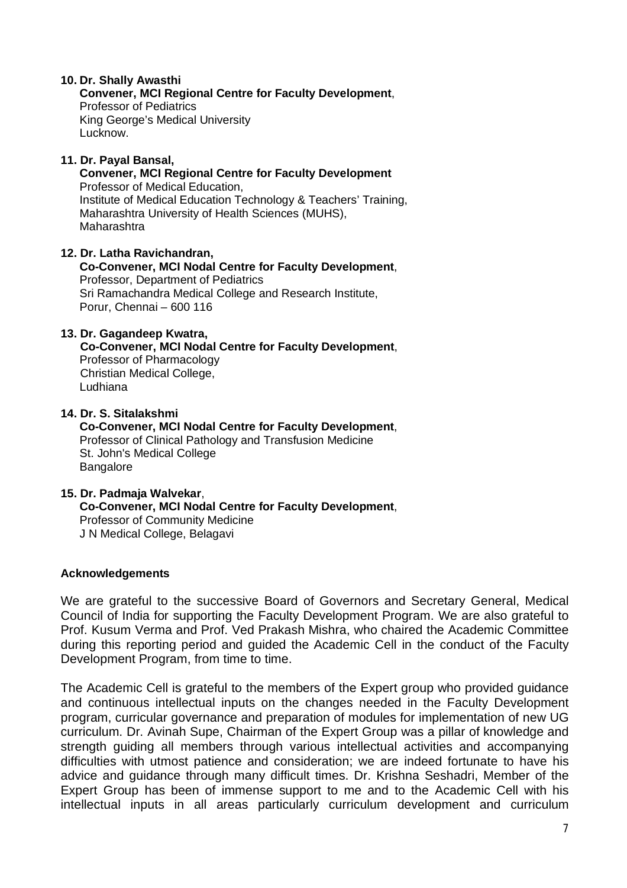10. **Dr. Shally Awasthi**
    **Convener, MCI Regional Centre for Faculty Development**,
    Professor of Pediatrics
    King George's Medical University
    Lucknow.

11. **Dr. Payal Bansal,**
    **Convener, MCI Regional Centre for Faculty Development**
    Professor of Medical Education,
    Institute of Medical Education Technology & Teachers' Training,
    Maharashtra University of Health Sciences (MUHS),
    Maharashtra

12. **Dr. Latha Ravichandran,**
    **Co-Convener, MCI Nodal Centre for Faculty Development**,
    Professor, Department of Pediatrics
    Sri Ramachandra Medical College and Research Institute,
    Porur, Chennai – 600 116

13. **Dr. Gagandeep Kwatra,**
    **Co-Convener, MCI Nodal Centre for Faculty Development**,
    Professor of Pharmacology
    Christian Medical College,
    Ludhiana

14. **Dr. S. Sitalakshmi**
    **Co-Convener, MCI Nodal Centre for Faculty Development**,
    Professor of Clinical Pathology and Transfusion Medicine
    St. John's Medical College
    Bangalore

15. **Dr. Padmaja Walvekar**,
    **Co-Convener, MCI Nodal Centre for Faculty Development**,
    Professor of Community Medicine
    J N Medical College, Belagavi

**Acknowledgements**

We are grateful to the successive Board of Governors and Secretary General, Medical Council of India for supporting the Faculty Development Program. We are also grateful to Prof. Kusum Verma and Prof. Ved Prakash Mishra, who chaired the Academic Committee during this reporting period and guided the Academic Cell in the conduct of the Faculty Development Program, from time to time.

The Academic Cell is grateful to the members of the Expert group who provided guidance and continuous intellectual inputs on the changes needed in the Faculty Development program, curricular governance and preparation of modules for implementation of new UG curriculum. Dr. Avinah Supe, Chairman of the Expert Group was a pillar of knowledge and strength guiding all members through various intellectual activities and accompanying difficulties with utmost patience and consideration; we are indeed fortunate to have his advice and guidance through many difficult times. Dr. Krishna Seshadri, Member of the Expert Group has been of immense support to me and to the Academic Cell with his intellectual inputs in all areas particularly curriculum development and curriculum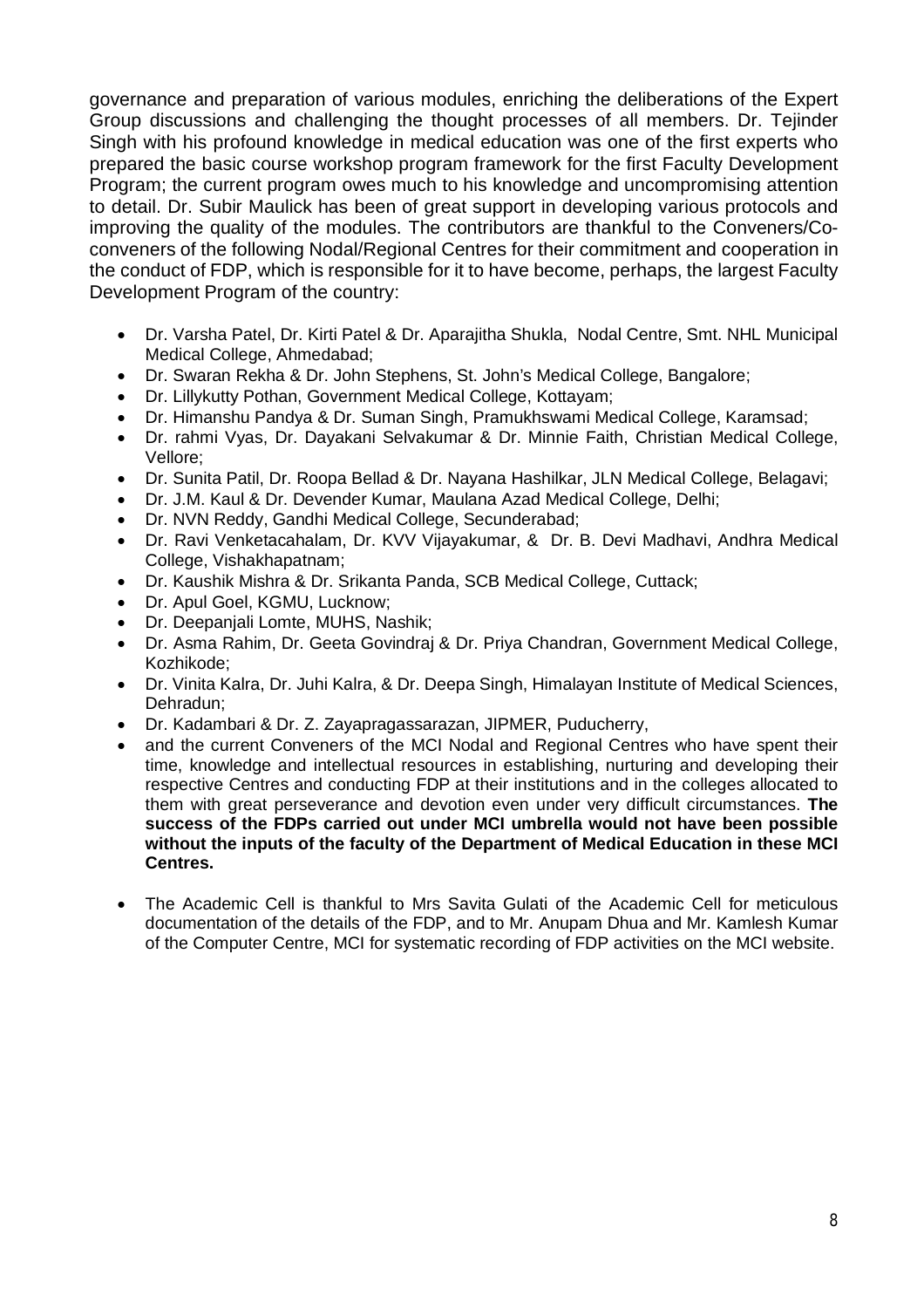governance and preparation of various modules, enriching the deliberations of the Expert Group discussions and challenging the thought processes of all members. Dr. Tejinder Singh with his profound knowledge in medical education was one of the first experts who prepared the basic course workshop program framework for the first Faculty Development Program; the current program owes much to his knowledge and uncompromising attention to detail. Dr. Subir Maulick has been of great support in developing various protocols and improving the quality of the modules. The contributors are thankful to the Conveners/Co-conveners of the following Nodal/Regional Centres for their commitment and cooperation in the conduct of FDP, which is responsible for it to have become, perhaps, the largest Faculty Development Program of the country:

- Dr. Varsha Patel, Dr. Kirti Patel & Dr. Aparajitha Shukla, Nodal Centre, Smt. NHL Municipal Medical College, Ahmedabad;
- Dr. Swaran Rekha & Dr. John Stephens, St. John's Medical College, Bangalore;
- Dr. Lillykutty Pothan, Government Medical College, Kottayam;
- Dr. Himanshu Pandya & Dr. Suman Singh, Pramukhswami Medical College, Karamsad;
- Dr. rahmi Vyas, Dr. Dayakani Selvakumar & Dr. Minnie Faith, Christian Medical College, Vellore;
- Dr. Sunita Patil, Dr. Roopa Bellad & Dr. Nayana Hashilkar, JLN Medical College, Belagavi;
- Dr. J.M. Kaul & Dr. Devender Kumar, Maulana Azad Medical College, Delhi;
- Dr. NVN Reddy, Gandhi Medical College, Secunderabad;
- Dr. Ravi Venketacahalam, Dr. KVV Vijayakumar, & Dr. B. Devi Madhavi, Andhra Medical College, Vishakhapatnam;
- Dr. Kaushik Mishra & Dr. Srikanta Panda, SCB Medical College, Cuttack;
- Dr. Apul Goel, KGMU, Lucknow;
- Dr. Deepanjali Lomte, MUHS, Nashik;
- Dr. Asma Rahim, Dr. Geeta Govindraj & Dr. Priya Chandran, Government Medical College, Kozhikode;
- Dr. Vinita Kalra, Dr. Juhi Kalra, & Dr. Deepa Singh, Himalayan Institute of Medical Sciences, Dehradun;
- Dr. Kadambari & Dr. Z. Zayapragassarazan, JIPMER, Puducherry,
- and the current Conveners of the MCI Nodal and Regional Centres who have spent their time, knowledge and intellectual resources in establishing, nurturing and developing their respective Centres and conducting FDP at their institutions and in the colleges allocated to them with great perseverance and devotion even under very difficult circumstances. **The success of the FDPs carried out under MCI umbrella would not have been possible without the inputs of the faculty of the Department of Medical Education in these MCI Centres.**

- The Academic Cell is thankful to Mrs Savita Gulati of the Academic Cell for meticulous documentation of the details of the FDP, and to Mr. Anupam Dhua and Mr. Kamlesh Kumar of the Computer Centre, MCI for systematic recording of FDP activities on the MCI website.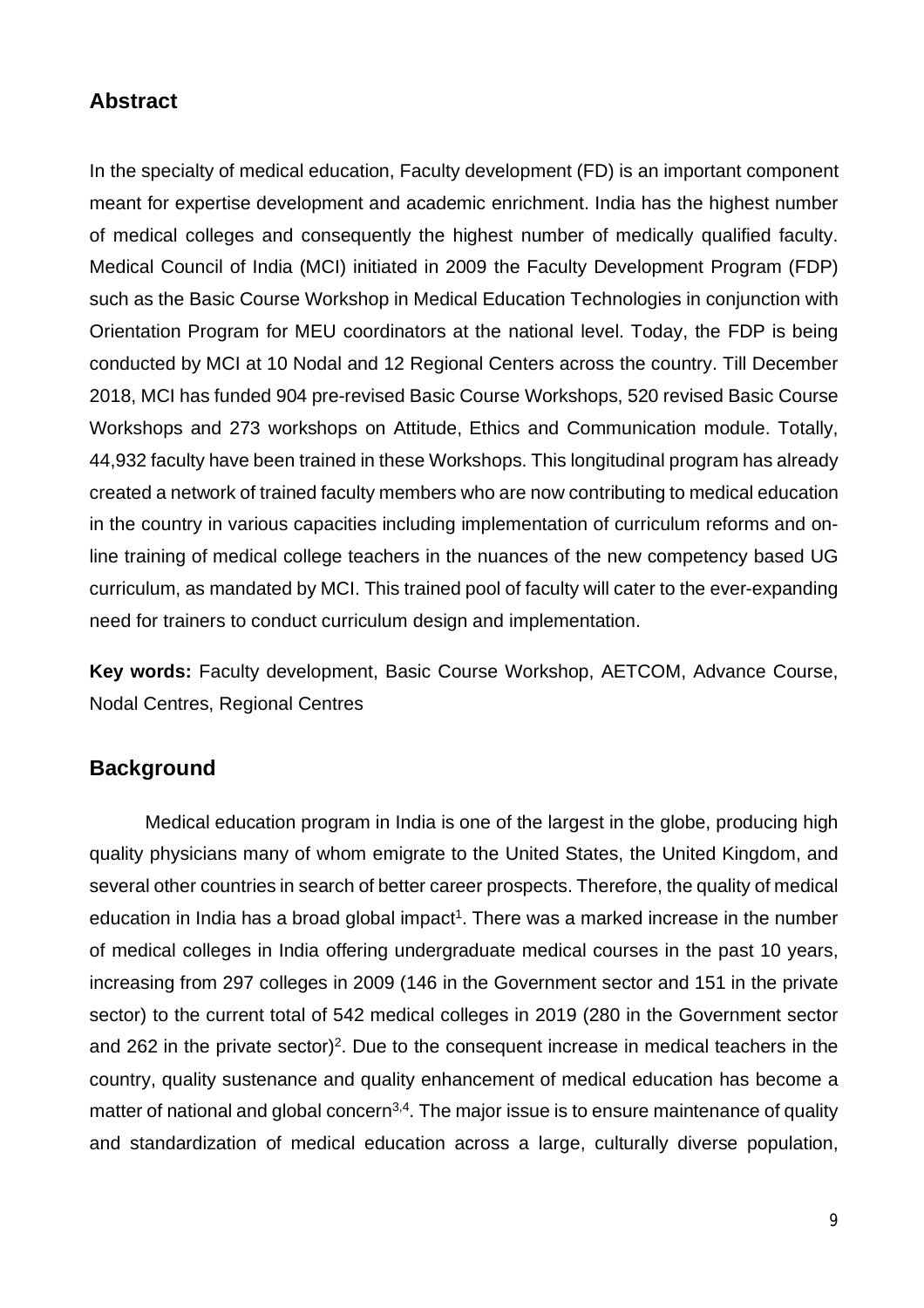## Abstract

In the specialty of medical education, Faculty development (FD) is an important component meant for expertise development and academic enrichment. India has the highest number of medical colleges and consequently the highest number of medically qualified faculty. Medical Council of India (MCI) initiated in 2009 the Faculty Development Program (FDP) such as the Basic Course Workshop in Medical Education Technologies in conjunction with Orientation Program for MEU coordinators at the national level. Today, the FDP is being conducted by MCI at 10 Nodal and 12 Regional Centers across the country. Till December 2018, MCI has funded 904 pre-revised Basic Course Workshops, 520 revised Basic Course Workshops and 273 workshops on Attitude, Ethics and Communication module. Totally, 44,932 faculty have been trained in these Workshops. This longitudinal program has already created a network of trained faculty members who are now contributing to medical education in the country in various capacities including implementation of curriculum reforms and on-line training of medical college teachers in the nuances of the new competency based UG curriculum, as mandated by MCI. This trained pool of faculty will cater to the ever-expanding need for trainers to conduct curriculum design and implementation.

**Key words:** Faculty development, Basic Course Workshop, AETCOM, Advance Course, Nodal Centres, Regional Centres

## Background

Medical education program in India is one of the largest in the globe, producing high quality physicians many of whom emigrate to the United States, the United Kingdom, and several other countries in search of better career prospects. Therefore, the quality of medical education in India has a broad global impact[1]. There was a marked increase in the number of medical colleges in India offering undergraduate medical courses in the past 10 years, increasing from 297 colleges in 2009 (146 in the Government sector and 151 in the private sector) to the current total of 542 medical colleges in 2019 (280 in the Government sector and 262 in the private sector)[2]. Due to the consequent increase in medical teachers in the country, quality sustenance and quality enhancement of medical education has become a matter of national and global concern[3,4]. The major issue is to ensure maintenance of quality and standardization of medical education across a large, culturally diverse population,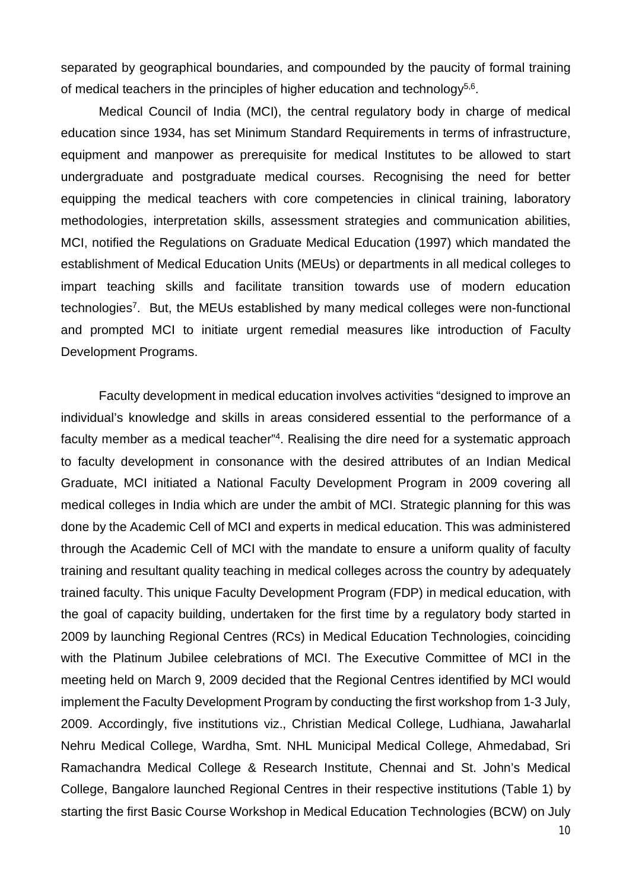separated by geographical boundaries, and compounded by the paucity of formal training of medical teachers in the principles of higher education and technology[5,6].

Medical Council of India (MCI), the central regulatory body in charge of medical education since 1934, has set Minimum Standard Requirements in terms of infrastructure, equipment and manpower as prerequisite for medical Institutes to be allowed to start undergraduate and postgraduate medical courses. Recognising the need for better equipping the medical teachers with core competencies in clinical training, laboratory methodologies, interpretation skills, assessment strategies and communication abilities, MCI, notified the Regulations on Graduate Medical Education (1997) which mandated the establishment of Medical Education Units (MEUs) or departments in all medical colleges to impart teaching skills and facilitate transition towards use of modern education technologies[7]. But, the MEUs established by many medical colleges were non-functional and prompted MCI to initiate urgent remedial measures like introduction of Faculty Development Programs.

Faculty development in medical education involves activities "designed to improve an individual's knowledge and skills in areas considered essential to the performance of a faculty member as a medical teacher"[4]. Realising the dire need for a systematic approach to faculty development in consonance with the desired attributes of an Indian Medical Graduate, MCI initiated a National Faculty Development Program in 2009 covering all medical colleges in India which are under the ambit of MCI. Strategic planning for this was done by the Academic Cell of MCI and experts in medical education. This was administered through the Academic Cell of MCI with the mandate to ensure a uniform quality of faculty training and resultant quality teaching in medical colleges across the country by adequately trained faculty. This unique Faculty Development Program (FDP) in medical education, with the goal of capacity building, undertaken for the first time by a regulatory body started in 2009 by launching Regional Centres (RCs) in Medical Education Technologies, coinciding with the Platinum Jubilee celebrations of MCI. The Executive Committee of MCI in the meeting held on March 9, 2009 decided that the Regional Centres identified by MCI would implement the Faculty Development Program by conducting the first workshop from 1-3 July, 2009. Accordingly, five institutions viz., Christian Medical College, Ludhiana, Jawaharlal Nehru Medical College, Wardha, Smt. NHL Municipal Medical College, Ahmedabad, Sri Ramachandra Medical College & Research Institute, Chennai and St. John's Medical College, Bangalore launched Regional Centres in their respective institutions (Table 1) by starting the first Basic Course Workshop in Medical Education Technologies (BCW) on July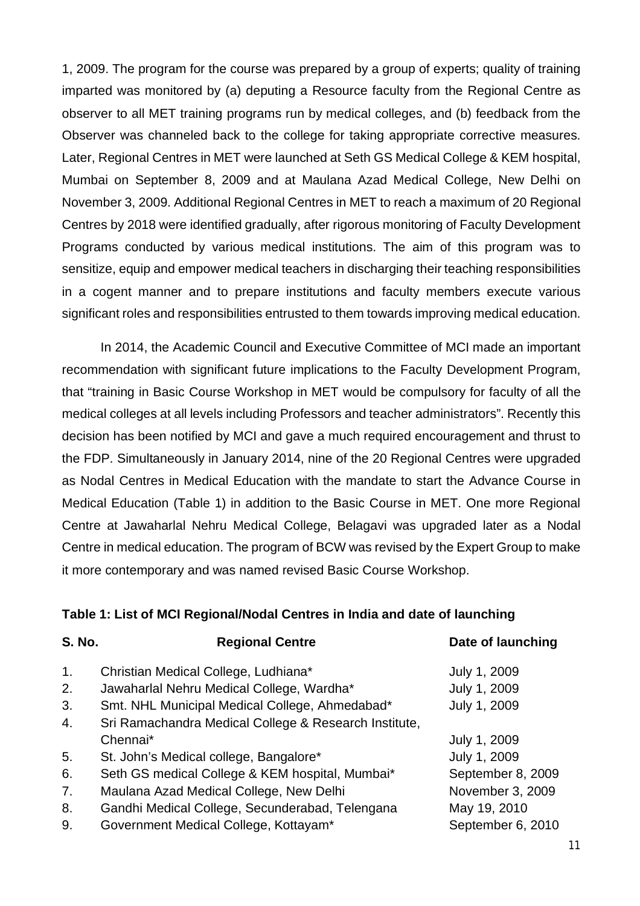1, 2009. The program for the course was prepared by a group of experts; quality of training imparted was monitored by (a) deputing a Resource faculty from the Regional Centre as observer to all MET training programs run by medical colleges, and (b) feedback from the Observer was channeled back to the college for taking appropriate corrective measures. Later, Regional Centres in MET were launched at Seth GS Medical College & KEM hospital, Mumbai on September 8, 2009 and at Maulana Azad Medical College, New Delhi on November 3, 2009. Additional Regional Centres in MET to reach a maximum of 20 Regional Centres by 2018 were identified gradually, after rigorous monitoring of Faculty Development Programs conducted by various medical institutions. The aim of this program was to sensitize, equip and empower medical teachers in discharging their teaching responsibilities in a cogent manner and to prepare institutions and faculty members execute various significant roles and responsibilities entrusted to them towards improving medical education.

In 2014, the Academic Council and Executive Committee of MCI made an important recommendation with significant future implications to the Faculty Development Program, that "training in Basic Course Workshop in MET would be compulsory for faculty of all the medical colleges at all levels including Professors and teacher administrators". Recently this decision has been notified by MCI and gave a much required encouragement and thrust to the FDP. Simultaneously in January 2014, nine of the 20 Regional Centres were upgraded as Nodal Centres in Medical Education with the mandate to start the Advance Course in Medical Education (Table 1) in addition to the Basic Course in MET. One more Regional Centre at Jawaharlal Nehru Medical College, Belagavi was upgraded later as a Nodal Centre in medical education. The program of BCW was revised by the Expert Group to make it more contemporary and was named revised Basic Course Workshop.

**Table 1: List of MCI Regional/Nodal Centres in India and date of launching**

| S. No. | Regional Centre | Date of launching |
|---|---|---|
| 1. | Christian Medical College, Ludhiana* | July 1, 2009 |
| 2. | Jawaharlal Nehru Medical College, Wardha* | July 1, 2009 |
| 3. | Smt. NHL Municipal Medical College, Ahmedabad* | July 1, 2009 |
| 4. | Sri Ramachandra Medical College & Research Institute, Chennai* | July 1, 2009 |
| 5. | St. John's Medical college, Bangalore* | July 1, 2009 |
| 6. | Seth GS medical College & KEM hospital, Mumbai* | September 8, 2009 |
| 7. | Maulana Azad Medical College, New Delhi | November 3, 2009 |
| 8. | Gandhi Medical College, Secunderabad, Telengana | May 19, 2010 |
| 9. | Government Medical College, Kottayam* | September 6, 2010 |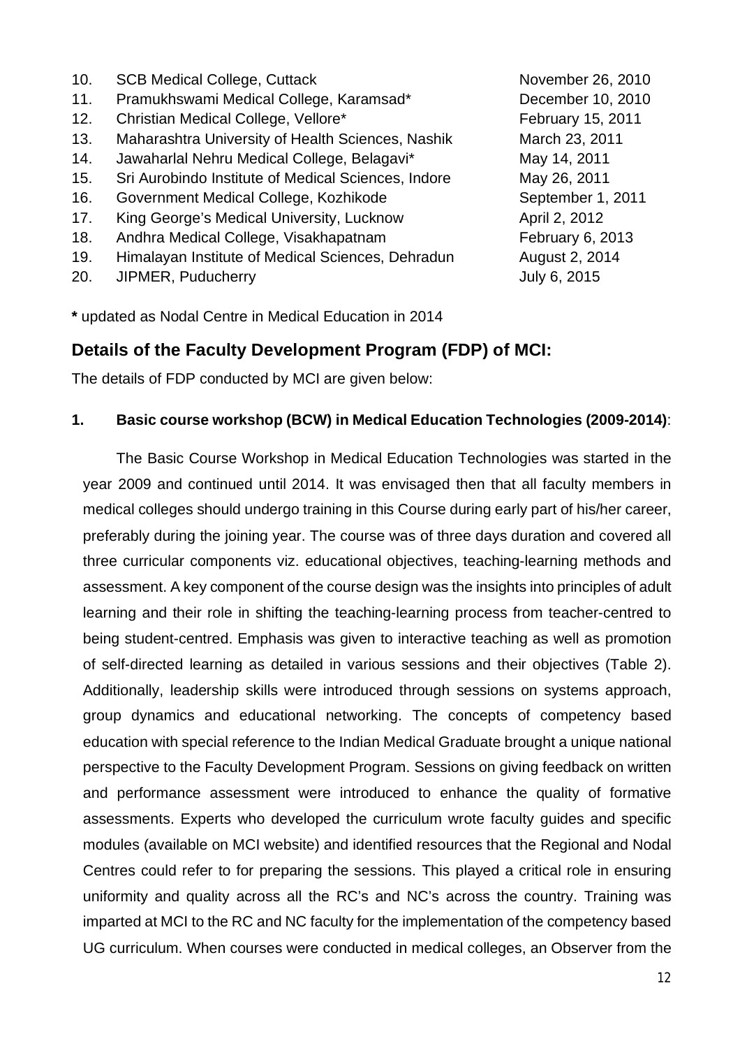| | | |
|---|---|---|
| 10. | SCB Medical College, Cuttack | November 26, 2010 |
| 11. | Pramukhswami Medical College, Karamsad* | December 10, 2010 |
| 12. | Christian Medical College, Vellore* | February 15, 2011 |
| 13. | Maharashtra University of Health Sciences, Nashik | March 23, 2011 |
| 14. | Jawaharlal Nehru Medical College, Belagavi* | May 14, 2011 |
| 15. | Sri Aurobindo Institute of Medical Sciences, Indore | May 26, 2011 |
| 16. | Government Medical College, Kozhikode | September 1, 2011 |
| 17. | King George's Medical University, Lucknow | April 2, 2012 |
| 18. | Andhra Medical College, Visakhapatnam | February 6, 2013 |
| 19. | Himalayan Institute of Medical Sciences, Dehradun | August 2, 2014 |
| 20. | JIPMER, Puducherry | July 6, 2015 |

**\*** updated as Nodal Centre in Medical Education in 2014

## Details of the Faculty Development Program (FDP) of MCI:

The details of FDP conducted by MCI are given below:

**1. Basic course workshop (BCW) in Medical Education Technologies (2009-2014)**:

The Basic Course Workshop in Medical Education Technologies was started in the year 2009 and continued until 2014. It was envisaged then that all faculty members in medical colleges should undergo training in this Course during early part of his/her career, preferably during the joining year. The course was of three days duration and covered all three curricular components viz. educational objectives, teaching-learning methods and assessment. A key component of the course design was the insights into principles of adult learning and their role in shifting the teaching-learning process from teacher-centred to being student-centred. Emphasis was given to interactive teaching as well as promotion of self-directed learning as detailed in various sessions and their objectives (Table 2). Additionally, leadership skills were introduced through sessions on systems approach, group dynamics and educational networking. The concepts of competency based education with special reference to the Indian Medical Graduate brought a unique national perspective to the Faculty Development Program. Sessions on giving feedback on written and performance assessment were introduced to enhance the quality of formative assessments. Experts who developed the curriculum wrote faculty guides and specific modules (available on MCI website) and identified resources that the Regional and Nodal Centres could refer to for preparing the sessions. This played a critical role in ensuring uniformity and quality across all the RC's and NC's across the country. Training was imparted at MCI to the RC and NC faculty for the implementation of the competency based UG curriculum. When courses were conducted in medical colleges, an Observer from the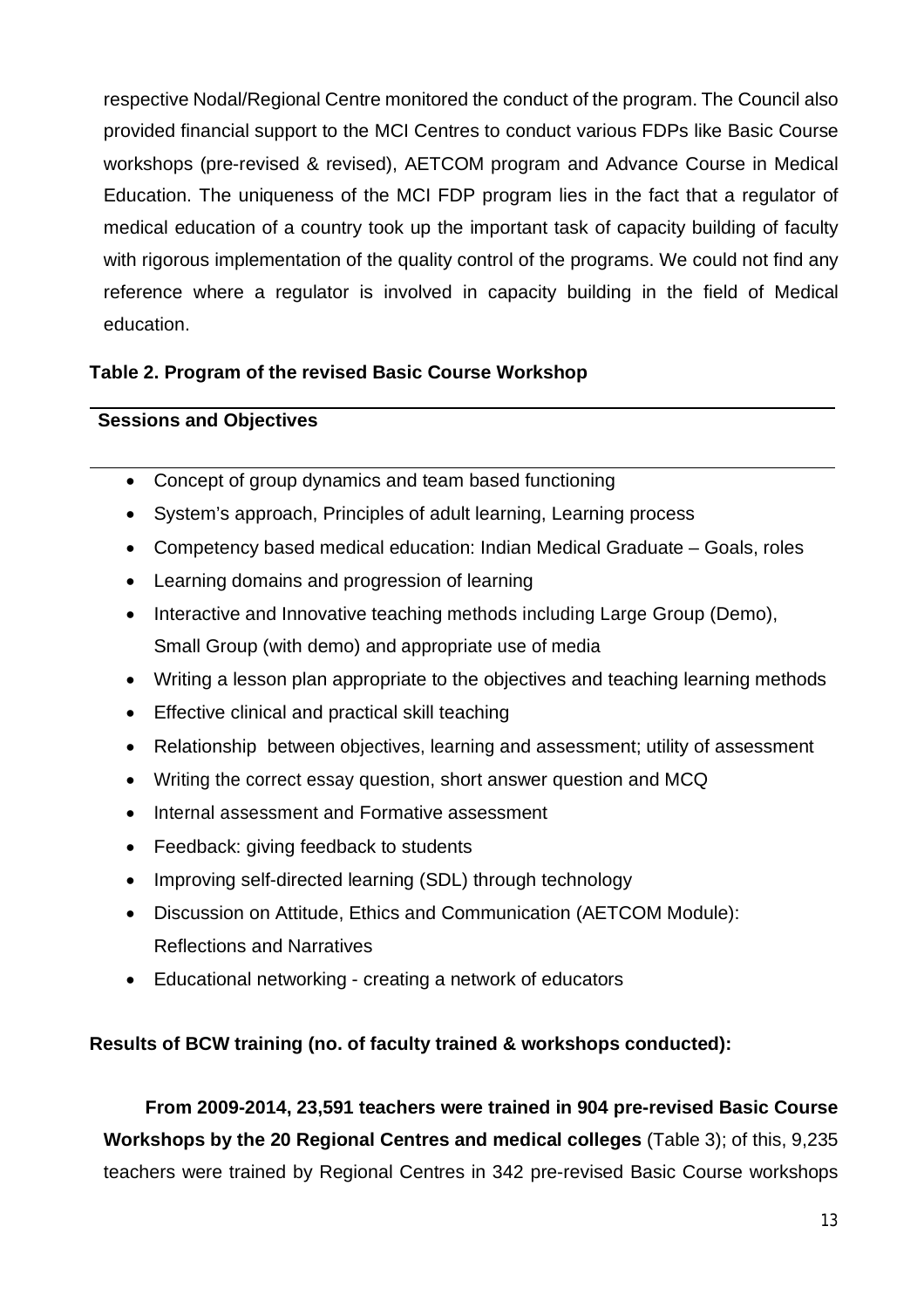respective Nodal/Regional Centre monitored the conduct of the program. The Council also provided financial support to the MCI Centres to conduct various FDPs like Basic Course workshops (pre-revised & revised), AETCOM program and Advance Course in Medical Education. The uniqueness of the MCI FDP program lies in the fact that a regulator of medical education of a country took up the important task of capacity building of faculty with rigorous implementation of the quality control of the programs. We could not find any reference where a regulator is involved in capacity building in the field of Medical education.

**Table 2. Program of the revised Basic Course Workshop**

| Sessions and Objectives |
|---|
| • Concept of group dynamics and team based functioning<br>• System's approach, Principles of adult learning, Learning process<br>• Competency based medical education: Indian Medical Graduate – Goals, roles<br>• Learning domains and progression of learning<br>• Interactive and Innovative teaching methods including Large Group (Demo), Small Group (with demo) and appropriate use of media<br>• Writing a lesson plan appropriate to the objectives and teaching learning methods<br>• Effective clinical and practical skill teaching<br>• Relationship between objectives, learning and assessment; utility of assessment<br>• Writing the correct essay question, short answer question and MCQ<br>• Internal assessment and Formative assessment<br>• Feedback: giving feedback to students<br>• Improving self-directed learning (SDL) through technology<br>• Discussion on Attitude, Ethics and Communication (AETCOM Module): Reflections and Narratives<br>• Educational networking - creating a network of educators |

**Results of BCW training (no. of faculty trained & workshops conducted):**

**From 2009-2014, 23,591 teachers were trained in 904 pre-revised Basic Course Workshops by the 20 Regional Centres and medical colleges** (Table 3); of this, 9,235 teachers were trained by Regional Centres in 342 pre-revised Basic Course workshops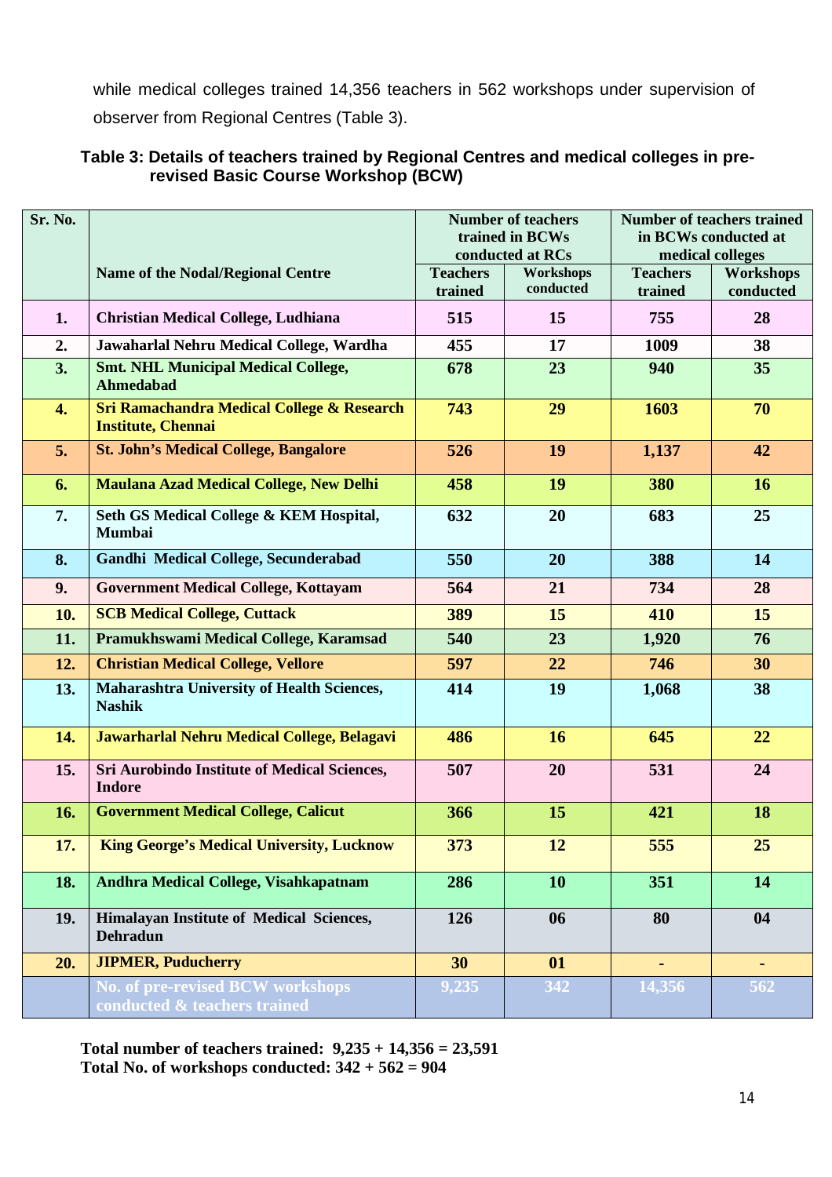while medical colleges trained 14,356 teachers in 562 workshops under supervision of observer from Regional Centres (Table 3).

**Table 3: Details of teachers trained by Regional Centres and medical colleges in pre-revised Basic Course Workshop (BCW)**

| Sr. No. | Name of the Nodal/Regional Centre | Number of teachers trained in BCWs conducted at RCs | | Number of teachers trained in BCWs conducted at medical colleges | |
|---|---|---|---|---|---|
| | | Teachers trained | Workshops conducted | Teachers trained | Workshops conducted |
| 1. | Christian Medical College, Ludhiana | 515 | 15 | 755 | 28 |
| 2. | Jawaharlal Nehru Medical College, Wardha | 455 | 17 | 1009 | 38 |
| 3. | Smt. NHL Municipal Medical College, Ahmedabad | 678 | 23 | 940 | 35 |
| 4. | Sri Ramachandra Medical College & Research Institute, Chennai | 743 | 29 | 1603 | 70 |
| 5. | St. John's Medical College, Bangalore | 526 | 19 | 1,137 | 42 |
| 6. | Maulana Azad Medical College, New Delhi | 458 | 19 | 380 | 16 |
| 7. | Seth GS Medical College & KEM Hospital, Mumbai | 632 | 20 | 683 | 25 |
| 8. | Gandhi Medical College, Secunderabad | 550 | 20 | 388 | 14 |
| 9. | Government Medical College, Kottayam | 564 | 21 | 734 | 28 |
| 10. | SCB Medical College, Cuttack | 389 | 15 | 410 | 15 |
| 11. | Pramukhswami Medical College, Karamsad | 540 | 23 | 1,920 | 76 |
| 12. | Christian Medical College, Vellore | 597 | 22 | 746 | 30 |
| 13. | Maharashtra University of Health Sciences, Nashik | 414 | 19 | 1,068 | 38 |
| 14. | Jawarharlal Nehru Medical College, Belagavi | 486 | 16 | 645 | 22 |
| 15. | Sri Aurobindo Institute of Medical Sciences, Indore | 507 | 20 | 531 | 24 |
| 16. | Government Medical College, Calicut | 366 | 15 | 421 | 18 |
| 17. | King George's Medical University, Lucknow | 373 | 12 | 555 | 25 |
| 18. | Andhra Medical College, Visahkapatnam | 286 | 10 | 351 | 14 |
| 19. | Himalayan Institute of Medical Sciences, Dehradun | 126 | 06 | 80 | 04 |
| 20. | JIPMER, Puducherry | 30 | 01 | - | - |
| | No. of pre-revised BCW workshops conducted & teachers trained | 9,235 | 342 | 14,356 | 562 |

**Total number of teachers trained: 9,235 + 14,356 = 23,591**
**Total No. of workshops conducted: 342 + 562 = 904**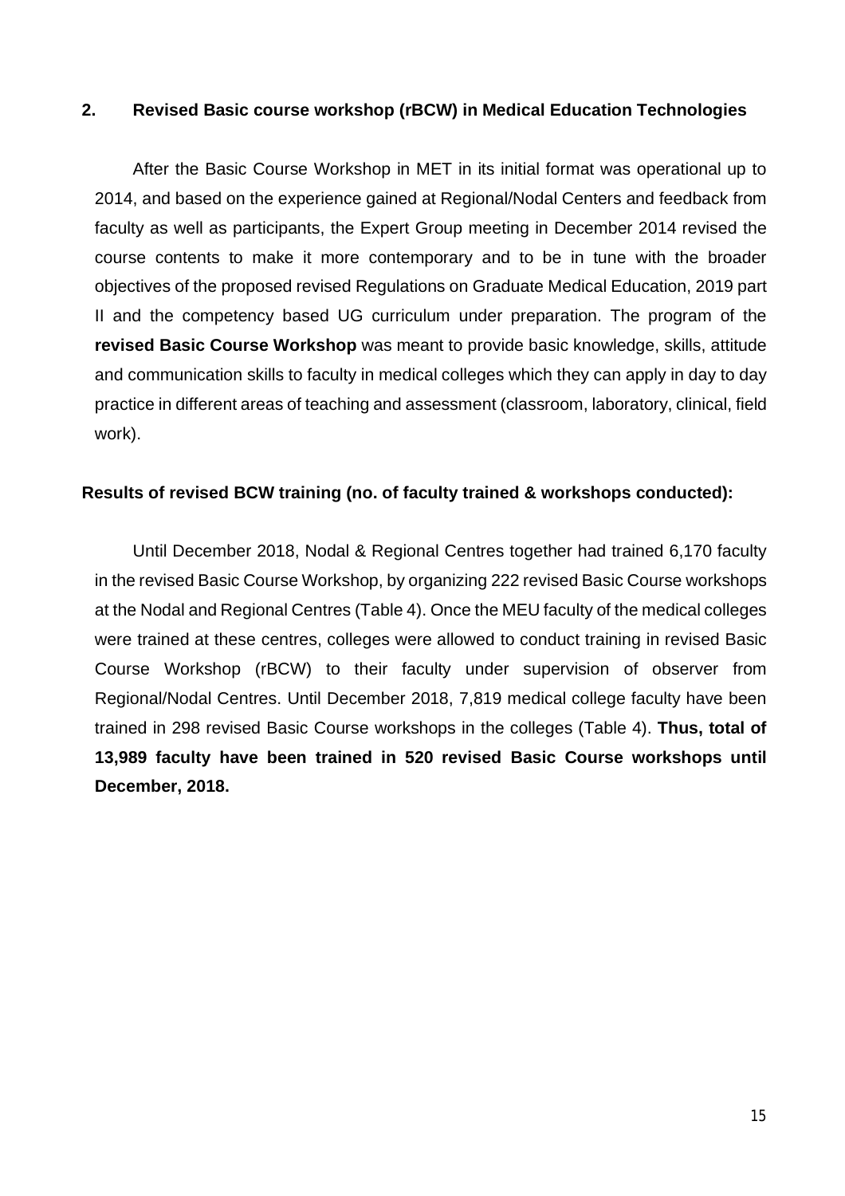## 2. Revised Basic course workshop (rBCW) in Medical Education Technologies

After the Basic Course Workshop in MET in its initial format was operational up to 2014, and based on the experience gained at Regional/Nodal Centers and feedback from faculty as well as participants, the Expert Group meeting in December 2014 revised the course contents to make it more contemporary and to be in tune with the broader objectives of the proposed revised Regulations on Graduate Medical Education, 2019 part II and the competency based UG curriculum under preparation. The program of the **revised Basic Course Workshop** was meant to provide basic knowledge, skills, attitude and communication skills to faculty in medical colleges which they can apply in day to day practice in different areas of teaching and assessment (classroom, laboratory, clinical, field work).

### Results of revised BCW training (no. of faculty trained & workshops conducted):

Until December 2018, Nodal & Regional Centres together had trained 6,170 faculty in the revised Basic Course Workshop, by organizing 222 revised Basic Course workshops at the Nodal and Regional Centres (Table 4). Once the MEU faculty of the medical colleges were trained at these centres, colleges were allowed to conduct training in revised Basic Course Workshop (rBCW) to their faculty under supervision of observer from Regional/Nodal Centres. Until December 2018, 7,819 medical college faculty have been trained in 298 revised Basic Course workshops in the colleges (Table 4). **Thus, total of 13,989 faculty have been trained in 520 revised Basic Course workshops until December, 2018.**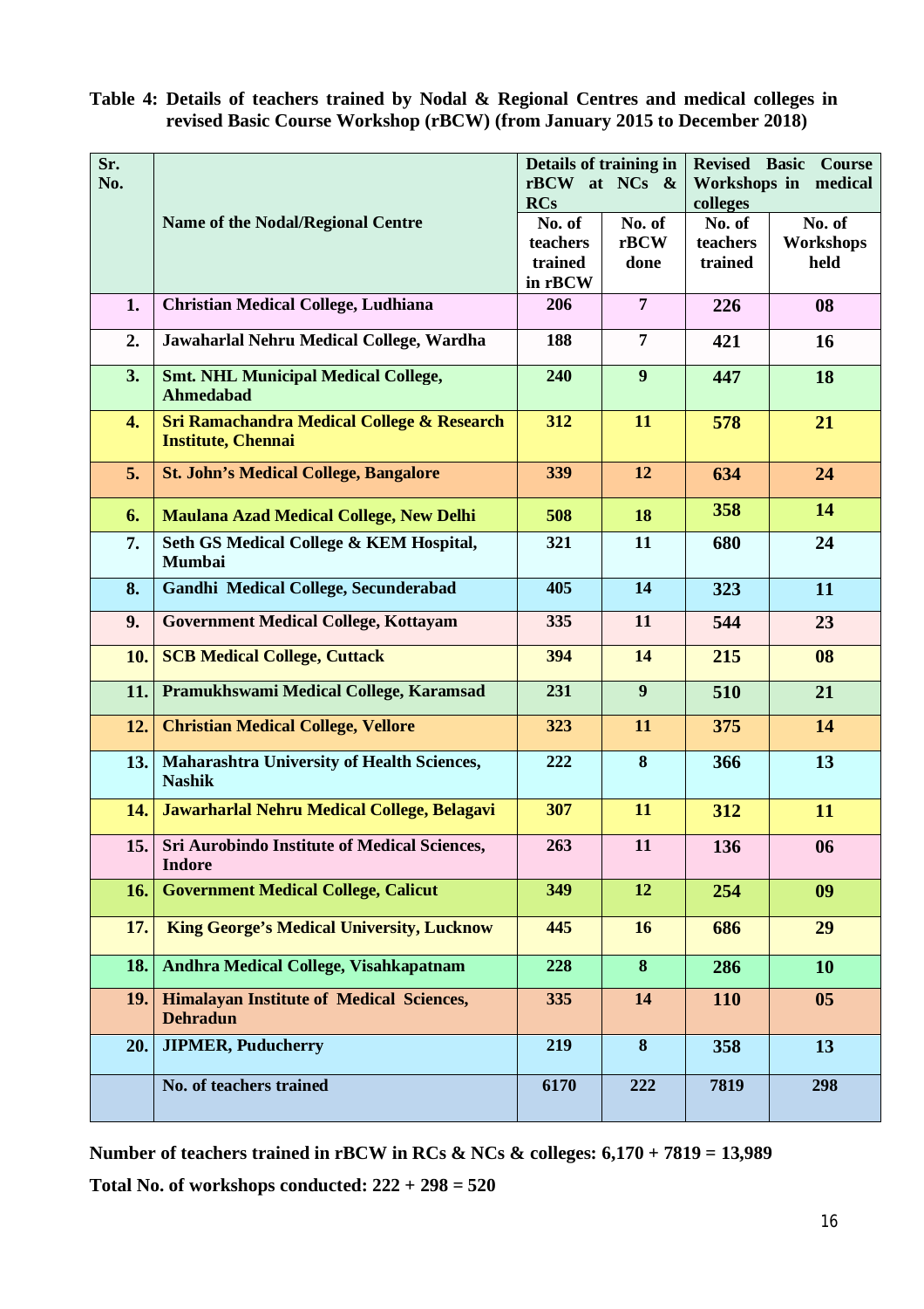**Table 4: Details of teachers trained by Nodal & Regional Centres and medical colleges in revised Basic Course Workshop (rBCW) (from January 2015 to December 2018)**

| Sr. No. | Name of the Nodal/Regional Centre | Details of training in rBCW at NCs & RCs | | Revised Basic Course Workshops in medical colleges | |
|---|---|---|---|---|---|
| | | No. of teachers trained in rBCW | No. of rBCW done | No. of teachers trained | No. of Workshops held |
| 1. | Christian Medical College, Ludhiana | 206 | 7 | 226 | 08 |
| 2. | Jawaharlal Nehru Medical College, Wardha | 188 | 7 | 421 | 16 |
| 3. | Smt. NHL Municipal Medical College, Ahmedabad | 240 | 9 | 447 | 18 |
| 4. | Sri Ramachandra Medical College & Research Institute, Chennai | 312 | 11 | 578 | 21 |
| 5. | St. John's Medical College, Bangalore | 339 | 12 | 634 | 24 |
| 6. | Maulana Azad Medical College, New Delhi | 508 | 18 | 358 | 14 |
| 7. | Seth GS Medical College & KEM Hospital, Mumbai | 321 | 11 | 680 | 24 |
| 8. | Gandhi Medical College, Secunderabad | 405 | 14 | 323 | 11 |
| 9. | Government Medical College, Kottayam | 335 | 11 | 544 | 23 |
| 10. | SCB Medical College, Cuttack | 394 | 14 | 215 | 08 |
| 11. | Pramukhswami Medical College, Karamsad | 231 | 9 | 510 | 21 |
| 12. | Christian Medical College, Vellore | 323 | 11 | 375 | 14 |
| 13. | Maharashtra University of Health Sciences, Nashik | 222 | 8 | 366 | 13 |
| 14. | Jawarharlal Nehru Medical College, Belagavi | 307 | 11 | 312 | 11 |
| 15. | Sri Aurobindo Institute of Medical Sciences, Indore | 263 | 11 | 136 | 06 |
| 16. | Government Medical College, Calicut | 349 | 12 | 254 | 09 |
| 17. | King George's Medical University, Lucknow | 445 | 16 | 686 | 29 |
| 18. | Andhra Medical College, Visahkapatnam | 228 | 8 | 286 | 10 |
| 19. | Himalayan Institute of Medical Sciences, Dehradun | 335 | 14 | 110 | 05 |
| 20. | JIPMER, Puducherry | 219 | 8 | 358 | 13 |
| | No. of teachers trained | 6170 | 222 | 7819 | 298 |

**Number of teachers trained in rBCW in RCs & NCs & colleges: 6,170 + 7819 = 13,989**

**Total No. of workshops conducted: 222 + 298 = 520**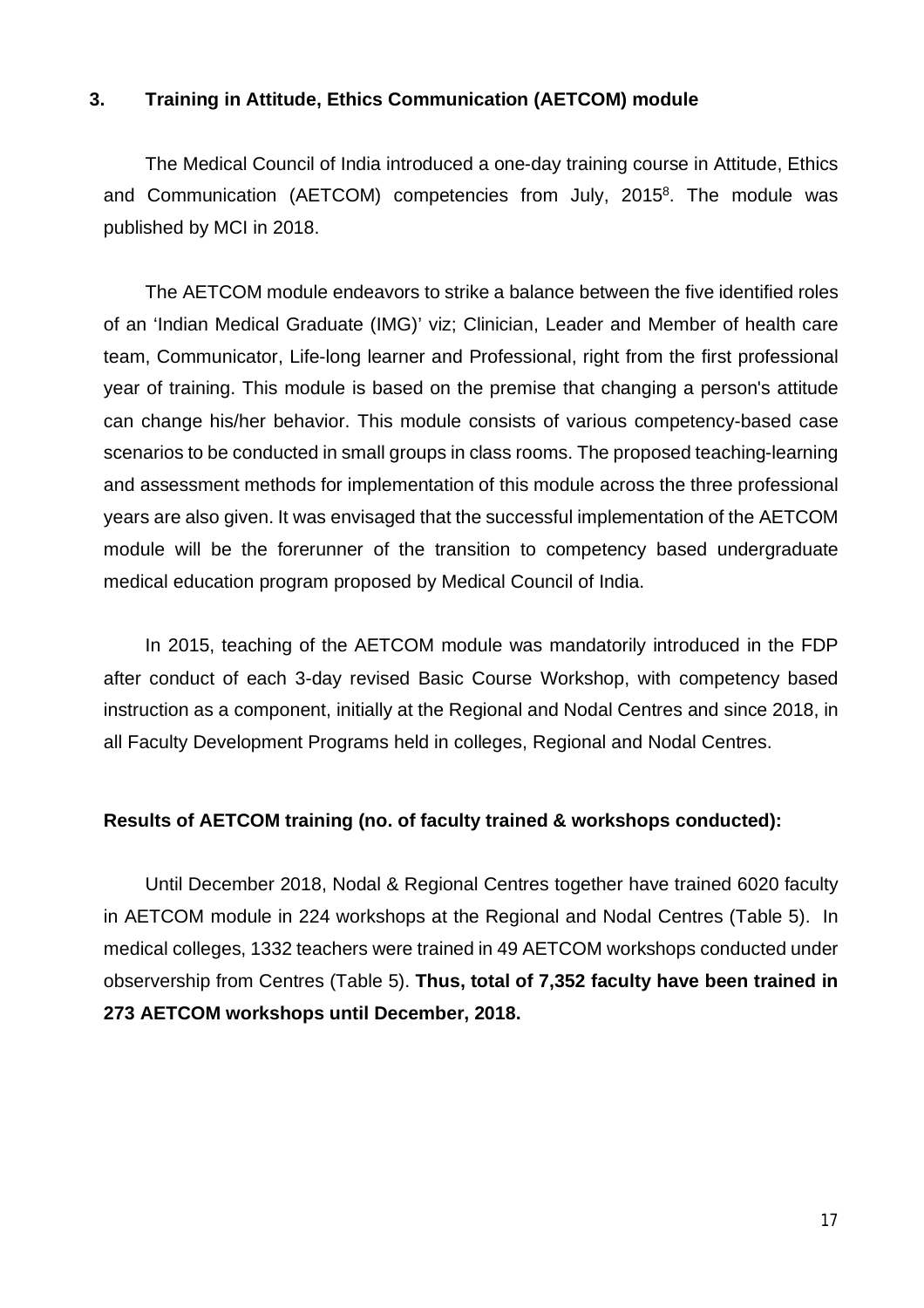### 3. Training in Attitude, Ethics Communication (AETCOM) module

The Medical Council of India introduced a one-day training course in Attitude, Ethics and Communication (AETCOM) competencies from July, 2015[8]. The module was published by MCI in 2018.

The AETCOM module endeavors to strike a balance between the five identified roles of an 'Indian Medical Graduate (IMG)' viz; Clinician, Leader and Member of health care team, Communicator, Life-long learner and Professional, right from the first professional year of training. This module is based on the premise that changing a person's attitude can change his/her behavior. This module consists of various competency-based case scenarios to be conducted in small groups in class rooms. The proposed teaching-learning and assessment methods for implementation of this module across the three professional years are also given. It was envisaged that the successful implementation of the AETCOM module will be the forerunner of the transition to competency based undergraduate medical education program proposed by Medical Council of India.

In 2015, teaching of the AETCOM module was mandatorily introduced in the FDP after conduct of each 3-day revised Basic Course Workshop, with competency based instruction as a component, initially at the Regional and Nodal Centres and since 2018, in all Faculty Development Programs held in colleges, Regional and Nodal Centres.

**Results of AETCOM training (no. of faculty trained & workshops conducted):**

Until December 2018, Nodal & Regional Centres together have trained 6020 faculty in AETCOM module in 224 workshops at the Regional and Nodal Centres (Table 5). In medical colleges, 1332 teachers were trained in 49 AETCOM workshops conducted under observership from Centres (Table 5). **Thus, total of 7,352 faculty have been trained in 273 AETCOM workshops until December, 2018.**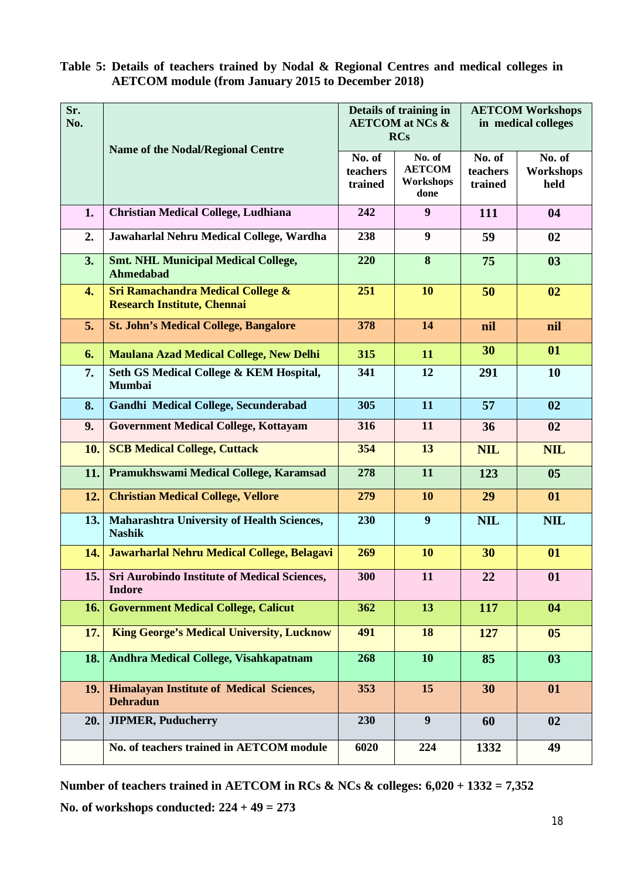**Table 5: Details of teachers trained by Nodal & Regional Centres and medical colleges in AETCOM module (from January 2015 to December 2018)**

| Sr. No. | Name of the Nodal/Regional Centre | Details of training in AETCOM at NCs & RCs | | AETCOM Workshops in medical colleges | |
|---|---|---|---|---|---|
| | | No. of teachers trained | No. of AETCOM Workshops done | No. of teachers trained | No. of Workshops held |
| 1. | Christian Medical College, Ludhiana | 242 | 9 | 111 | 04 |
| 2. | Jawaharlal Nehru Medical College, Wardha | 238 | 9 | 59 | 02 |
| 3. | Smt. NHL Municipal Medical College, Ahmedabad | 220 | 8 | 75 | 03 |
| 4. | Sri Ramachandra Medical College & Research Institute, Chennai | 251 | 10 | 50 | 02 |
| 5. | St. John's Medical College, Bangalore | 378 | 14 | nil | nil |
| 6. | Maulana Azad Medical College, New Delhi | 315 | 11 | 30 | 01 |
| 7. | Seth GS Medical College & KEM Hospital, Mumbai | 341 | 12 | 291 | 10 |
| 8. | Gandhi Medical College, Secunderabad | 305 | 11 | 57 | 02 |
| 9. | Government Medical College, Kottayam | 316 | 11 | 36 | 02 |
| 10. | SCB Medical College, Cuttack | 354 | 13 | NIL | NIL |
| 11. | Pramukhswami Medical College, Karamsad | 278 | 11 | 123 | 05 |
| 12. | Christian Medical College, Vellore | 279 | 10 | 29 | 01 |
| 13. | Maharashtra University of Health Sciences, Nashik | 230 | 9 | NIL | NIL |
| 14. | Jawarharlal Nehru Medical College, Belagavi | 269 | 10 | 30 | 01 |
| 15. | Sri Aurobindo Institute of Medical Sciences, Indore | 300 | 11 | 22 | 01 |
| 16. | Government Medical College, Calicut | 362 | 13 | 117 | 04 |
| 17. | King George's Medical University, Lucknow | 491 | 18 | 127 | 05 |
| 18. | Andhra Medical College, Visahkapatnam | 268 | 10 | 85 | 03 |
| 19. | Himalayan Institute of Medical Sciences, Dehradun | 353 | 15 | 30 | 01 |
| 20. | JIPMER, Puducherry | 230 | 9 | 60 | 02 |
| | No. of teachers trained in AETCOM module | 6020 | 224 | 1332 | 49 |

**Number of teachers trained in AETCOM in RCs & NCs & colleges: 6,020 + 1332 = 7,352**

**No. of workshops conducted: 224 + 49 = 273**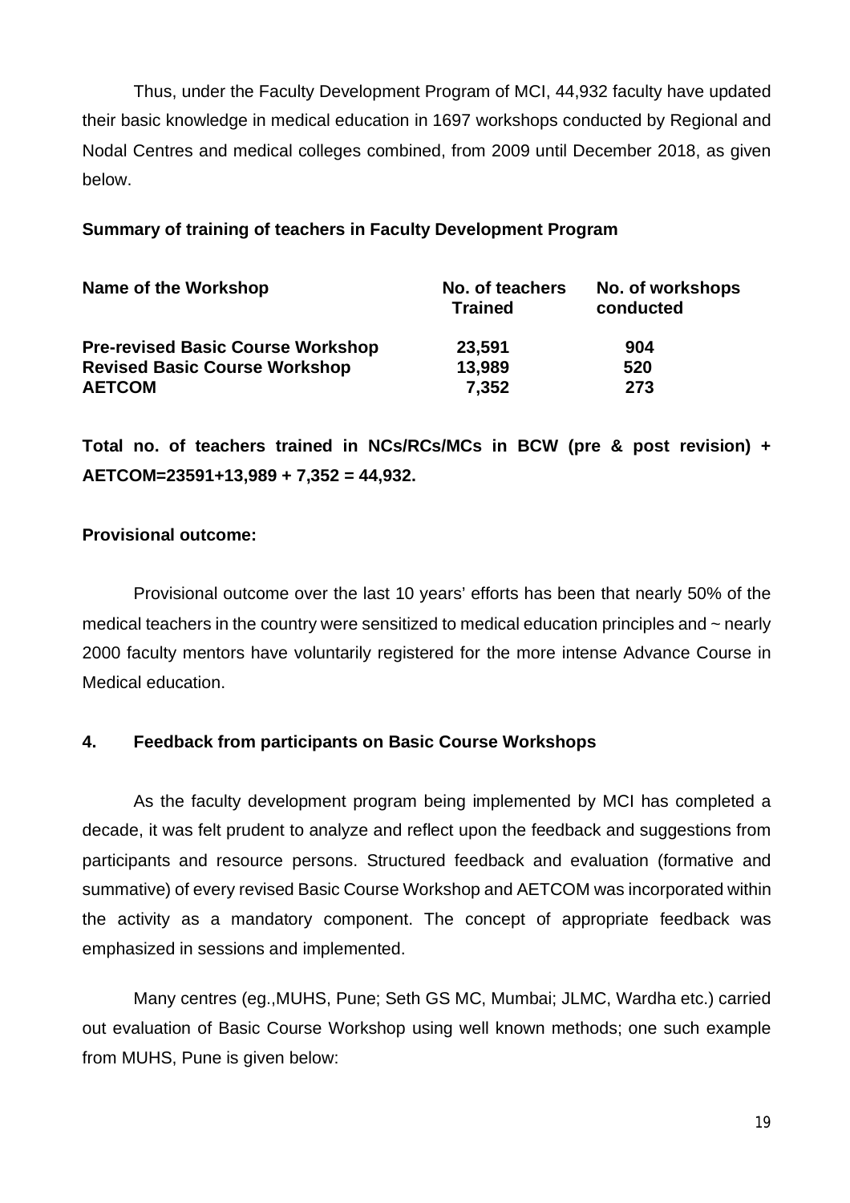Thus, under the Faculty Development Program of MCI, 44,932 faculty have updated their basic knowledge in medical education in 1697 workshops conducted by Regional and Nodal Centres and medical colleges combined, from 2009 until December 2018, as given below.

**Summary of training of teachers in Faculty Development Program**

| Name of the Workshop | No. of teachers Trained | No. of workshops conducted |
|---|---|---|
| **Pre-revised Basic Course Workshop** | **23,591** | **904** |
| **Revised Basic Course Workshop** | **13,989** | **520** |
| **AETCOM** | **7,352** | **273** |

**Total no. of teachers trained in NCs/RCs/MCs in BCW (pre & post revision) + AETCOM=23591+13,989 + 7,352 = 44,932.**

**Provisional outcome:**

Provisional outcome over the last 10 years' efforts has been that nearly 50% of the medical teachers in the country were sensitized to medical education principles and ~ nearly 2000 faculty mentors have voluntarily registered for the more intense Advance Course in Medical education.

### 4. Feedback from participants on Basic Course Workshops

As the faculty development program being implemented by MCI has completed a decade, it was felt prudent to analyze and reflect upon the feedback and suggestions from participants and resource persons. Structured feedback and evaluation (formative and summative) of every revised Basic Course Workshop and AETCOM was incorporated within the activity as a mandatory component. The concept of appropriate feedback was emphasized in sessions and implemented.

Many centres (eg.,MUHS, Pune; Seth GS MC, Mumbai; JLMC, Wardha etc.) carried out evaluation of Basic Course Workshop using well known methods; one such example from MUHS, Pune is given below: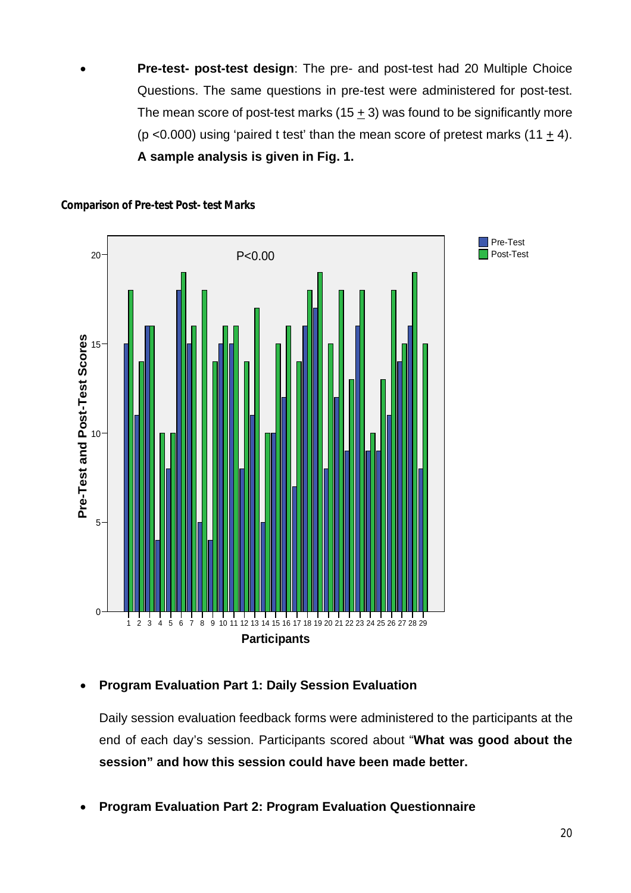- **Pre-test- post-test design**: The pre- and post-test had 20 Multiple Choice Questions. The same questions in pre-test were administered for post-test. The mean score of post-test marks (15 ± 3) was found to be significantly more (p <0.000) using 'paired t test' than the mean score of pretest marks (11 ± 4). **A sample analysis is given in Fig. 1.**

**Comparison of Pre-test Post- test Marks**

- **Program Evaluation Part 1: Daily Session Evaluation**

  Daily session evaluation feedback forms were administered to the participants at the end of each day's session. Participants scored about "**What was good about the session" and how this session could have been made better.**

- **Program Evaluation Part 2: Program Evaluation Questionnaire**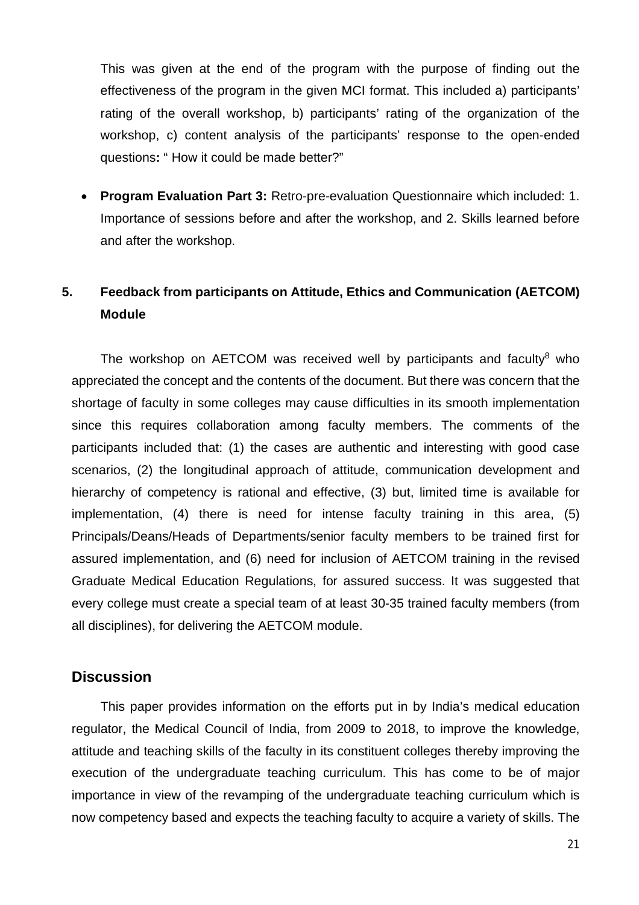This was given at the end of the program with the purpose of finding out the effectiveness of the program in the given MCI format. This included a) participants' rating of the overall workshop, b) participants' rating of the organization of the workshop, c) content analysis of the participants' response to the open-ended questions**:** " How it could be made better?"

- **Program Evaluation Part 3:** Retro-pre-evaluation Questionnaire which included: 1. Importance of sessions before and after the workshop, and 2. Skills learned before and after the workshop.

**5. Feedback from participants on Attitude, Ethics and Communication (AETCOM) Module**

The workshop on AETCOM was received well by participants and faculty[8] who appreciated the concept and the contents of the document. But there was concern that the shortage of faculty in some colleges may cause difficulties in its smooth implementation since this requires collaboration among faculty members. The comments of the participants included that: (1) the cases are authentic and interesting with good case scenarios, (2) the longitudinal approach of attitude, communication development and hierarchy of competency is rational and effective, (3) but, limited time is available for implementation, (4) there is need for intense faculty training in this area, (5) Principals/Deans/Heads of Departments/senior faculty members to be trained first for assured implementation, and (6) need for inclusion of AETCOM training in the revised Graduate Medical Education Regulations, for assured success. It was suggested that every college must create a special team of at least 30-35 trained faculty members (from all disciplines), for delivering the AETCOM module.

## Discussion

This paper provides information on the efforts put in by India's medical education regulator, the Medical Council of India, from 2009 to 2018, to improve the knowledge, attitude and teaching skills of the faculty in its constituent colleges thereby improving the execution of the undergraduate teaching curriculum. This has come to be of major importance in view of the revamping of the undergraduate teaching curriculum which is now competency based and expects the teaching faculty to acquire a variety of skills. The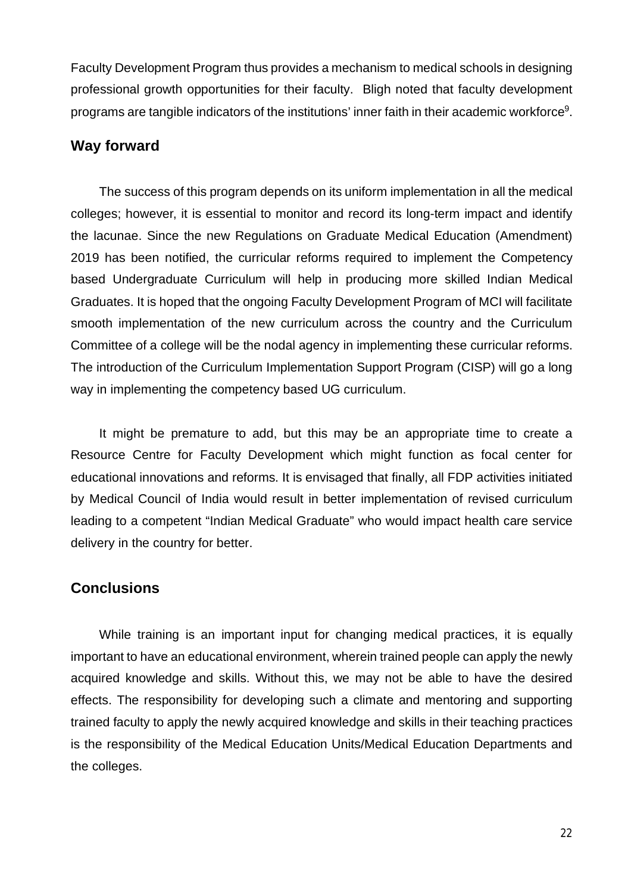Faculty Development Program thus provides a mechanism to medical schools in designing professional growth opportunities for their faculty. Bligh noted that faculty development programs are tangible indicators of the institutions' inner faith in their academic workforce[9].

## Way forward

The success of this program depends on its uniform implementation in all the medical colleges; however, it is essential to monitor and record its long-term impact and identify the lacunae. Since the new Regulations on Graduate Medical Education (Amendment) 2019 has been notified, the curricular reforms required to implement the Competency based Undergraduate Curriculum will help in producing more skilled Indian Medical Graduates. It is hoped that the ongoing Faculty Development Program of MCI will facilitate smooth implementation of the new curriculum across the country and the Curriculum Committee of a college will be the nodal agency in implementing these curricular reforms. The introduction of the Curriculum Implementation Support Program (CISP) will go a long way in implementing the competency based UG curriculum.

It might be premature to add, but this may be an appropriate time to create a Resource Centre for Faculty Development which might function as focal center for educational innovations and reforms. It is envisaged that finally, all FDP activities initiated by Medical Council of India would result in better implementation of revised curriculum leading to a competent "Indian Medical Graduate" who would impact health care service delivery in the country for better.

## Conclusions

While training is an important input for changing medical practices, it is equally important to have an educational environment, wherein trained people can apply the newly acquired knowledge and skills. Without this, we may not be able to have the desired effects. The responsibility for developing such a climate and mentoring and supporting trained faculty to apply the newly acquired knowledge and skills in their teaching practices is the responsibility of the Medical Education Units/Medical Education Departments and the colleges.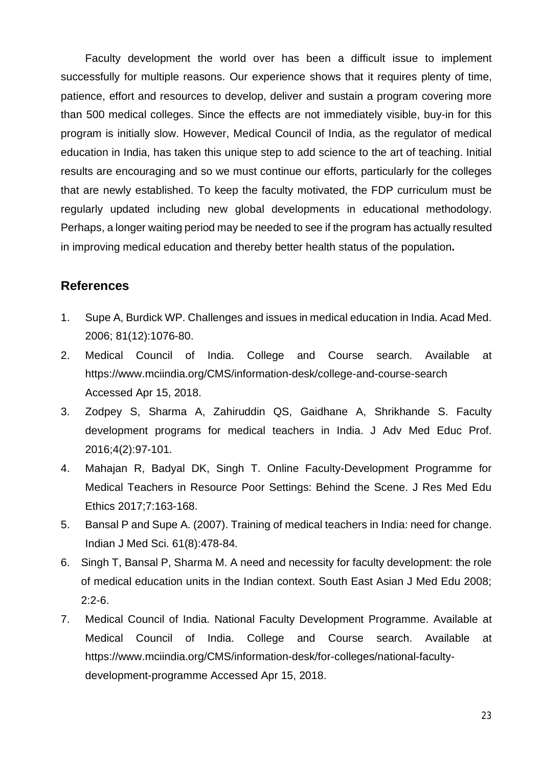Faculty development the world over has been a difficult issue to implement successfully for multiple reasons. Our experience shows that it requires plenty of time, patience, effort and resources to develop, deliver and sustain a program covering more than 500 medical colleges. Since the effects are not immediately visible, buy-in for this program is initially slow. However, Medical Council of India, as the regulator of medical education in India, has taken this unique step to add science to the art of teaching. Initial results are encouraging and so we must continue our efforts, particularly for the colleges that are newly established. To keep the faculty motivated, the FDP curriculum must be regularly updated including new global developments in educational methodology. Perhaps, a longer waiting period may be needed to see if the program has actually resulted in improving medical education and thereby better health status of the population**.**

## References

1. Supe A, Burdick WP. Challenges and issues in medical education in India. Acad Med. 2006; 81(12):1076-80.
2. Medical Council of India. College and Course search. Available at https://www.mciindia.org/CMS/information-desk/college-and-course-search Accessed Apr 15, 2018.
3. Zodpey S, Sharma A, Zahiruddin QS, Gaidhane A, Shrikhande S. Faculty development programs for medical teachers in India. J Adv Med Educ Prof. 2016;4(2):97-101.
4. Mahajan R, Badyal DK, Singh T. Online Faculty-Development Programme for Medical Teachers in Resource Poor Settings: Behind the Scene. J Res Med Edu Ethics 2017;7:163-168.
5. Bansal P and Supe A. (2007). Training of medical teachers in India: need for change. Indian J Med Sci. 61(8):478-84.
6. Singh T, Bansal P, Sharma M. A need and necessity for faculty development: the role of medical education units in the Indian context. South East Asian J Med Edu 2008; 2:2-6.
7. Medical Council of India. National Faculty Development Programme. Available at Medical Council of India. College and Course search. Available at https://www.mciindia.org/CMS/information-desk/for-colleges/national-faculty-development-programme Accessed Apr 15, 2018.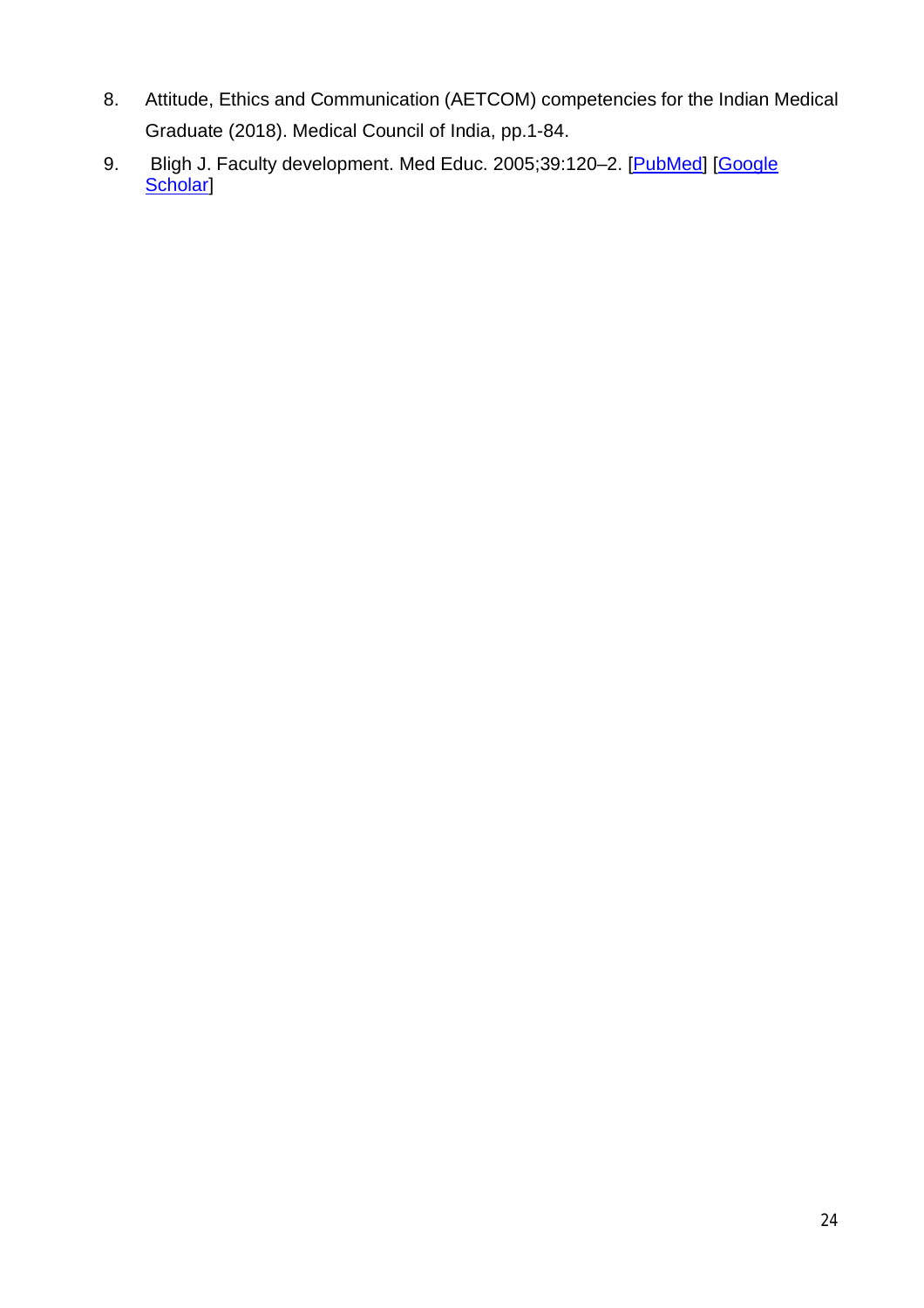8. Attitude, Ethics and Communication (AETCOM) competencies for the Indian Medical Graduate (2018). Medical Council of India, pp.1-84.
9. Bligh J. Faculty development. Med Educ. 2005;39:120–2. [PubMed] [Google Scholar]